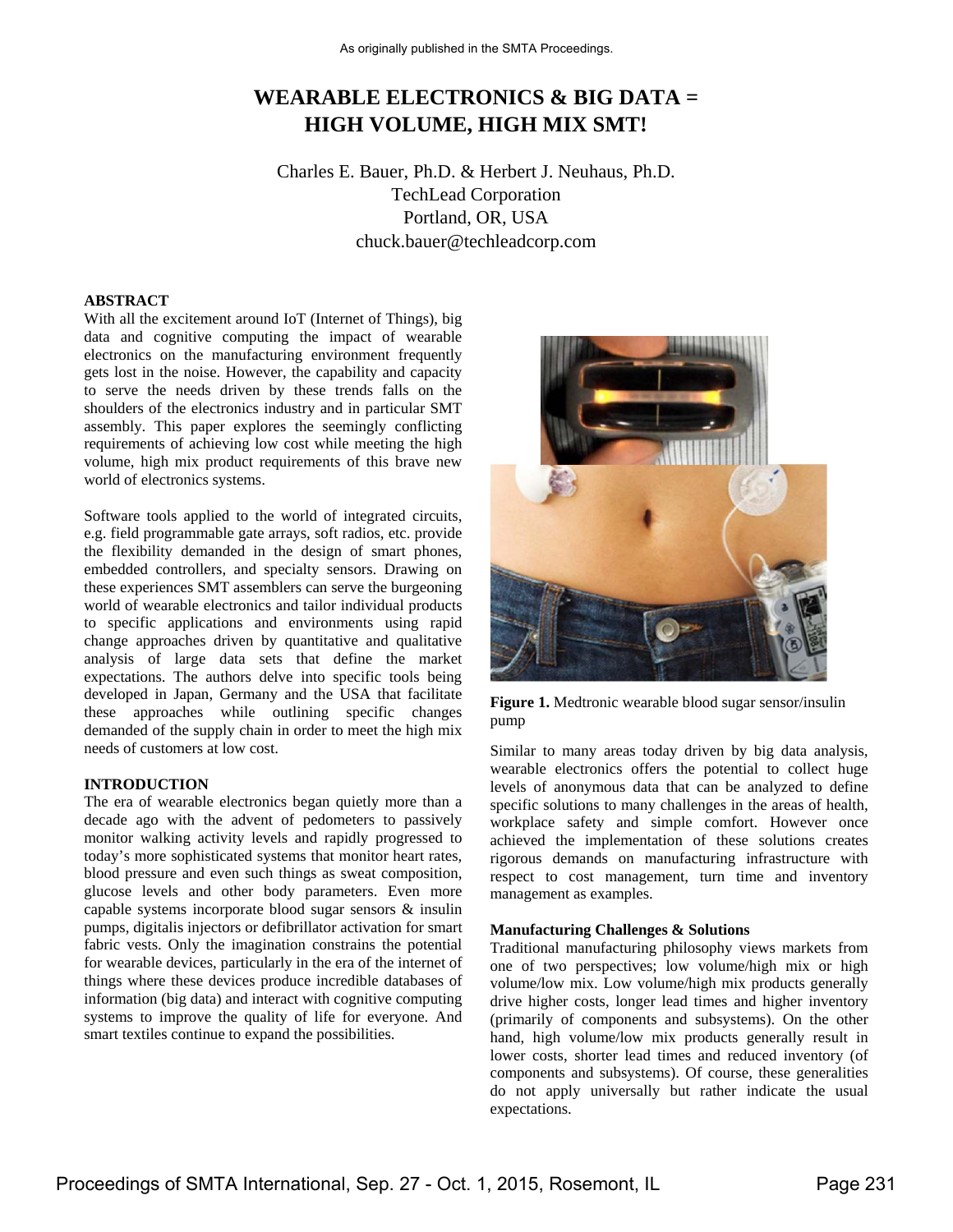# WEARABLE ELECTRONICS & BIG DATA = HIGH VOLUME, HIGH MIX SMT!

Charles E. Bauer, Ph.D. & Herbert J. Neuhaus, Ph.D.
TechLead Corporation
Portland, OR, USA
chuck.bauer@techleadcorp.com

## ABSTRACT

With all the excitement around IoT (Internet of Things), big data and cognitive computing the impact of wearable electronics on the manufacturing environment frequently gets lost in the noise. However, the capability and capacity to serve the needs driven by these trends falls on the shoulders of the electronics industry and in particular SMT assembly. This paper explores the seemingly conflicting requirements of achieving low cost while meeting the high volume, high mix product requirements of this brave new world of electronics systems.

Software tools applied to the world of integrated circuits, e.g. field programmable gate arrays, soft radios, etc. provide the flexibility demanded in the design of smart phones, embedded controllers, and specialty sensors. Drawing on these experiences SMT assemblers can serve the burgeoning world of wearable electronics and tailor individual products to specific applications and environments using rapid change approaches driven by quantitative and qualitative analysis of large data sets that define the market expectations. The authors delve into specific tools being developed in Japan, Germany and the USA that facilitate these approaches while outlining specific changes demanded of the supply chain in order to meet the high mix needs of customers at low cost.

## INTRODUCTION

The era of wearable electronics began quietly more than a decade ago with the advent of pedometers to passively monitor walking activity levels and rapidly progressed to today's more sophisticated systems that monitor heart rates, blood pressure and even such things as sweat composition, glucose levels and other body parameters. Even more capable systems incorporate blood sugar sensors & insulin pumps, digitalis injectors or defibrillator activation for smart fabric vests. Only the imagination constrains the potential for wearable devices, particularly in the era of the internet of things where these devices produce incredible databases of information (big data) and interact with cognitive computing systems to improve the quality of life for everyone. And smart textiles continue to expand the possibilities.

**Figure 1.** Medtronic wearable blood sugar sensor/insulin pump

Similar to many areas today driven by big data analysis, wearable electronics offers the potential to collect huge levels of anonymous data that can be analyzed to define specific solutions to many challenges in the areas of health, workplace safety and simple comfort. However once achieved the implementation of these solutions creates rigorous demands on manufacturing infrastructure with respect to cost management, turn time and inventory management as examples.

### Manufacturing Challenges & Solutions

Traditional manufacturing philosophy views markets from one of two perspectives; low volume/high mix or high volume/low mix. Low volume/high mix products generally drive higher costs, longer lead times and higher inventory (primarily of components and subsystems). On the other hand, high volume/low mix products generally result in lower costs, shorter lead times and reduced inventory (of components and subsystems). Of course, these generalities do not apply universally but rather indicate the usual expectations.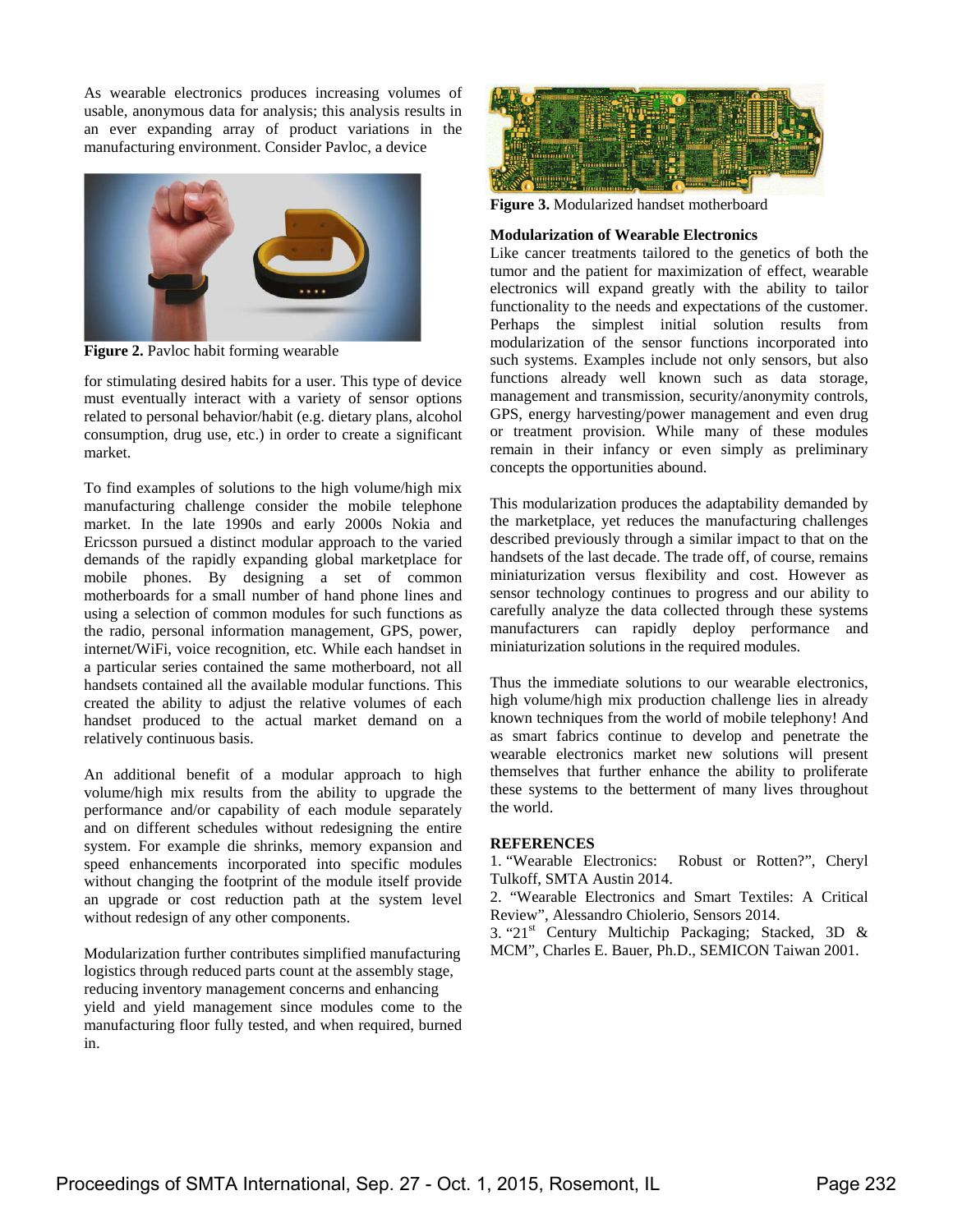As wearable electronics produces increasing volumes of usable, anonymous data for analysis; this analysis results in an ever expanding array of product variations in the manufacturing environment. Consider Pavloc, a device

**Figure 2.** Pavloc habit forming wearable

for stimulating desired habits for a user. This type of device must eventually interact with a variety of sensor options related to personal behavior/habit (e.g. dietary plans, alcohol consumption, drug use, etc.) in order to create a significant market.

To find examples of solutions to the high volume/high mix manufacturing challenge consider the mobile telephone market. In the late 1990s and early 2000s Nokia and Ericsson pursued a distinct modular approach to the varied demands of the rapidly expanding global marketplace for mobile phones. By designing a set of common motherboards for a small number of hand phone lines and using a selection of common modules for such functions as the radio, personal information management, GPS, power, internet/WiFi, voice recognition, etc. While each handset in a particular series contained the same motherboard, not all handsets contained all the available modular functions. This created the ability to adjust the relative volumes of each handset produced to the actual market demand on a relatively continuous basis.

An additional benefit of a modular approach to high volume/high mix results from the ability to upgrade the performance and/or capability of each module separately and on different schedules without redesigning the entire system. For example die shrinks, memory expansion and speed enhancements incorporated into specific modules without changing the footprint of the module itself provide an upgrade or cost reduction path at the system level without redesign of any other components.

Modularization further contributes simplified manufacturing logistics through reduced parts count at the assembly stage, reducing inventory management concerns and enhancing yield and yield management since modules come to the manufacturing floor fully tested, and when required, burned in.

**Figure 3.** Modularized handset motherboard

**Modularization of Wearable Electronics**

Like cancer treatments tailored to the genetics of both the tumor and the patient for maximization of effect, wearable electronics will expand greatly with the ability to tailor functionality to the needs and expectations of the customer. Perhaps the simplest initial solution results from modularization of the sensor functions incorporated into such systems. Examples include not only sensors, but also functions already well known such as data storage, management and transmission, security/anonymity controls, GPS, energy harvesting/power management and even drug or treatment provision. While many of these modules remain in their infancy or even simply as preliminary concepts the opportunities abound.

This modularization produces the adaptability demanded by the marketplace, yet reduces the manufacturing challenges described previously through a similar impact to that on the handsets of the last decade. The trade off, of course, remains miniaturization versus flexibility and cost. However as sensor technology continues to progress and our ability to carefully analyze the data collected through these systems manufacturers can rapidly deploy performance and miniaturization solutions in the required modules.

Thus the immediate solutions to our wearable electronics, high volume/high mix production challenge lies in already known techniques from the world of mobile telephony! And as smart fabrics continue to develop and penetrate the wearable electronics market new solutions will present themselves that further enhance the ability to proliferate these systems to the betterment of many lives throughout the world.

**REFERENCES**

1. "Wearable Electronics: Robust or Rotten?", Cheryl Tulkoff, SMTA Austin 2014.
2. "Wearable Electronics and Smart Textiles: A Critical Review", Alessandro Chiolerio, Sensors 2014.
3. "21st Century Multichip Packaging; Stacked, 3D & MCM", Charles E. Bauer, Ph.D., SEMICON Taiwan 2001.